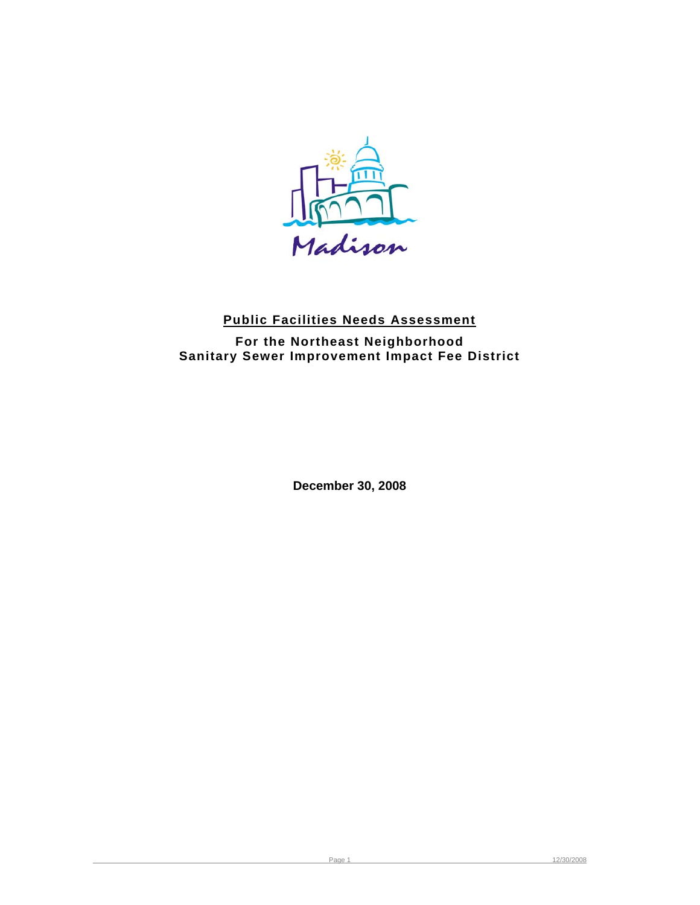# Public Facilities Needs Assessment

## For the Northeast Neighborhood Sanitary Sewer Improvement Impact Fee District

**December 30, 2008**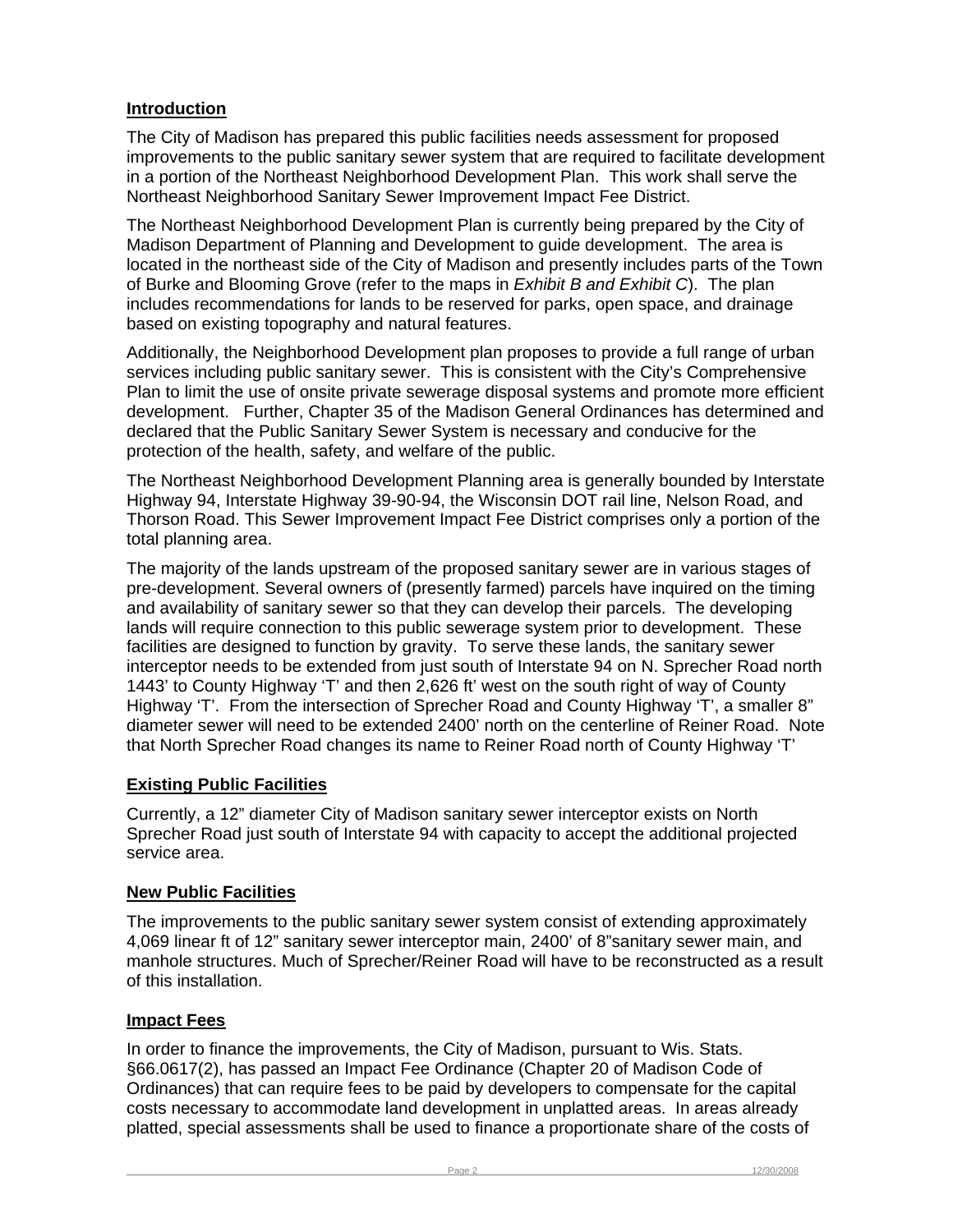## Introduction

The City of Madison has prepared this public facilities needs assessment for proposed improvements to the public sanitary sewer system that are required to facilitate development in a portion of the Northeast Neighborhood Development Plan. This work shall serve the Northeast Neighborhood Sanitary Sewer Improvement Impact Fee District.

The Northeast Neighborhood Development Plan is currently being prepared by the City of Madison Department of Planning and Development to guide development. The area is located in the northeast side of the City of Madison and presently includes parts of the Town of Burke and Blooming Grove (refer to the maps in *Exhibit B and Exhibit C*). The plan includes recommendations for lands to be reserved for parks, open space, and drainage based on existing topography and natural features.

Additionally, the Neighborhood Development plan proposes to provide a full range of urban services including public sanitary sewer. This is consistent with the City's Comprehensive Plan to limit the use of onsite private sewerage disposal systems and promote more efficient development. Further, Chapter 35 of the Madison General Ordinances has determined and declared that the Public Sanitary Sewer System is necessary and conducive for the protection of the health, safety, and welfare of the public.

The Northeast Neighborhood Development Planning area is generally bounded by Interstate Highway 94, Interstate Highway 39-90-94, the Wisconsin DOT rail line, Nelson Road, and Thorson Road. This Sewer Improvement Impact Fee District comprises only a portion of the total planning area.

The majority of the lands upstream of the proposed sanitary sewer are in various stages of pre-development. Several owners of (presently farmed) parcels have inquired on the timing and availability of sanitary sewer so that they can develop their parcels. The developing lands will require connection to this public sewerage system prior to development. These facilities are designed to function by gravity. To serve these lands, the sanitary sewer interceptor needs to be extended from just south of Interstate 94 on N. Sprecher Road north 1443' to County Highway 'T' and then 2,626 ft' west on the south right of way of County Highway 'T'. From the intersection of Sprecher Road and County Highway 'T', a smaller 8" diameter sewer will need to be extended 2400' north on the centerline of Reiner Road. Note that North Sprecher Road changes its name to Reiner Road north of County Highway 'T'

## Existing Public Facilities

Currently, a 12" diameter City of Madison sanitary sewer interceptor exists on North Sprecher Road just south of Interstate 94 with capacity to accept the additional projected service area.

## New Public Facilities

The improvements to the public sanitary sewer system consist of extending approximately 4,069 linear ft of 12" sanitary sewer interceptor main, 2400' of 8"sanitary sewer main, and manhole structures. Much of Sprecher/Reiner Road will have to be reconstructed as a result of this installation.

## Impact Fees

In order to finance the improvements, the City of Madison, pursuant to Wis. Stats. §66.0617(2), has passed an Impact Fee Ordinance (Chapter 20 of Madison Code of Ordinances) that can require fees to be paid by developers to compensate for the capital costs necessary to accommodate land development in unplatted areas. In areas already platted, special assessments shall be used to finance a proportionate share of the costs of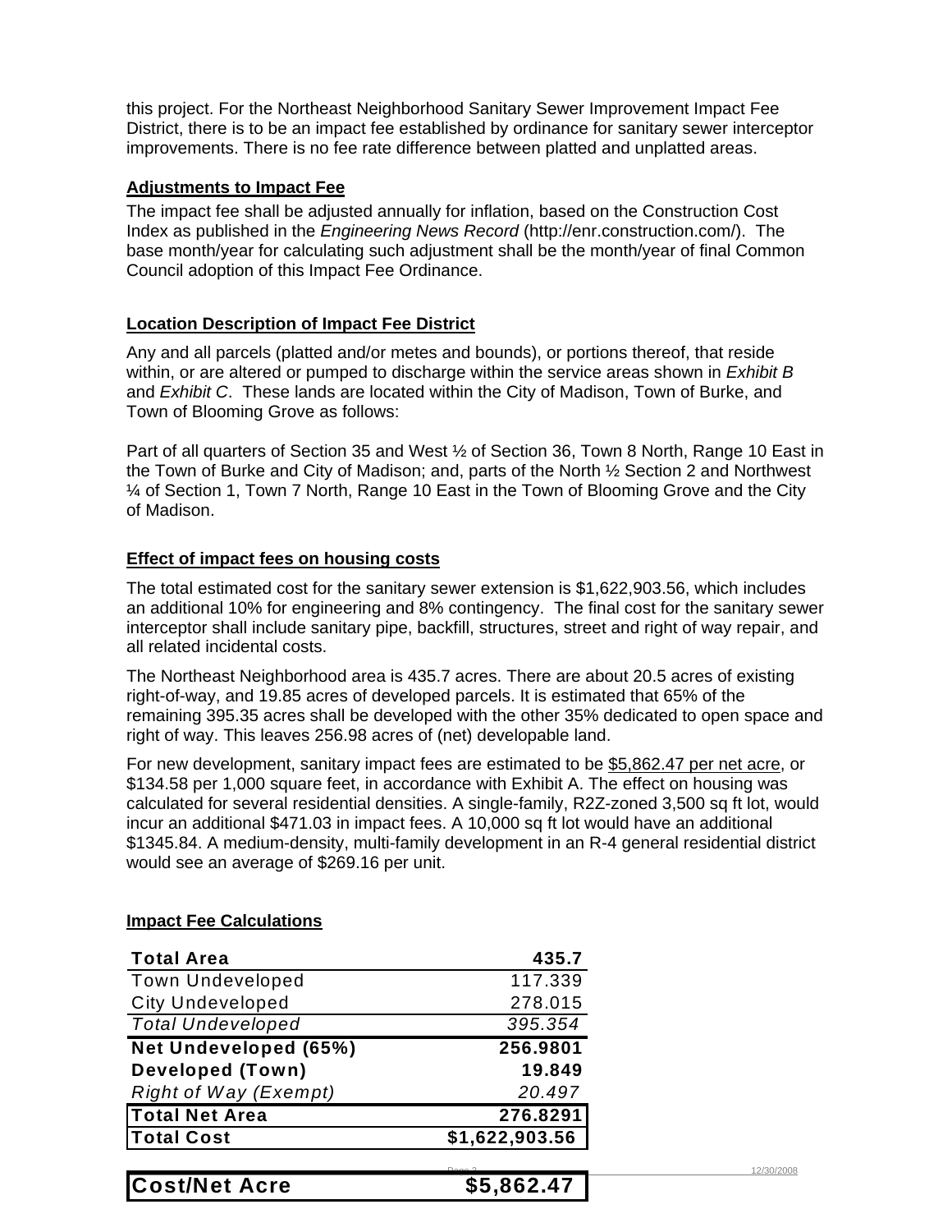this project. For the Northeast Neighborhood Sanitary Sewer Improvement Impact Fee District, there is to be an impact fee established by ordinance for sanitary sewer interceptor improvements. There is no fee rate difference between platted and unplatted areas.

**Adjustments to Impact Fee**

The impact fee shall be adjusted annually for inflation, based on the Construction Cost Index as published in the *Engineering News Record* (http://enr.construction.com/). The base month/year for calculating such adjustment shall be the month/year of final Common Council adoption of this Impact Fee Ordinance.

**Location Description of Impact Fee District**

Any and all parcels (platted and/or metes and bounds), or portions thereof, that reside within, or are altered or pumped to discharge within the service areas shown in *Exhibit B* and *Exhibit C*. These lands are located within the City of Madison, Town of Burke, and Town of Blooming Grove as follows:

Part of all quarters of Section 35 and West ½ of Section 36, Town 8 North, Range 10 East in the Town of Burke and City of Madison; and, parts of the North ½ Section 2 and Northwest ¼ of Section 1, Town 7 North, Range 10 East in the Town of Blooming Grove and the City of Madison.

**Effect of impact fees on housing costs**

The total estimated cost for the sanitary sewer extension is $1,622,903.56, which includes an additional 10% for engineering and 8% contingency. The final cost for the sanitary sewer interceptor shall include sanitary pipe, backfill, structures, street and right of way repair, and all related incidental costs.

The Northeast Neighborhood area is 435.7 acres. There are about 20.5 acres of existing right-of-way, and 19.85 acres of developed parcels. It is estimated that 65% of the remaining 395.35 acres shall be developed with the other 35% dedicated to open space and right of way. This leaves 256.98 acres of (net) developable land.

For new development, sanitary impact fees are estimated to be $5,862.47 per net acre, or $134.58 per 1,000 square feet, in accordance with Exhibit A. The effect on housing was calculated for several residential densities. A single-family, R2Z-zoned 3,500 sq ft lot, would incur an additional $471.03 in impact fees. A 10,000 sq ft lot would have an additional $1345.84. A medium-density, multi-family development in an R-4 general residential district would see an average of $269.16 per unit.

**Impact Fee Calculations**

| **Total Area** | **435.7** |
|---|---|
| Town Undeveloped | 117.339 |
| City Undeveloped | 278.015 |
| *Total Undeveloped* | *395.354* |
| **Net Undeveloped (65%)** | **256.9801** |
| **Developed (Town)** | **19.849** |
| *Right of Way (Exempt)* | *20.497* |
| **Total Net Area** | **276.8291** |
| **Total Cost** | **$1,622,903.56** |
| **Cost/Net Acre** | **$5,862.47** |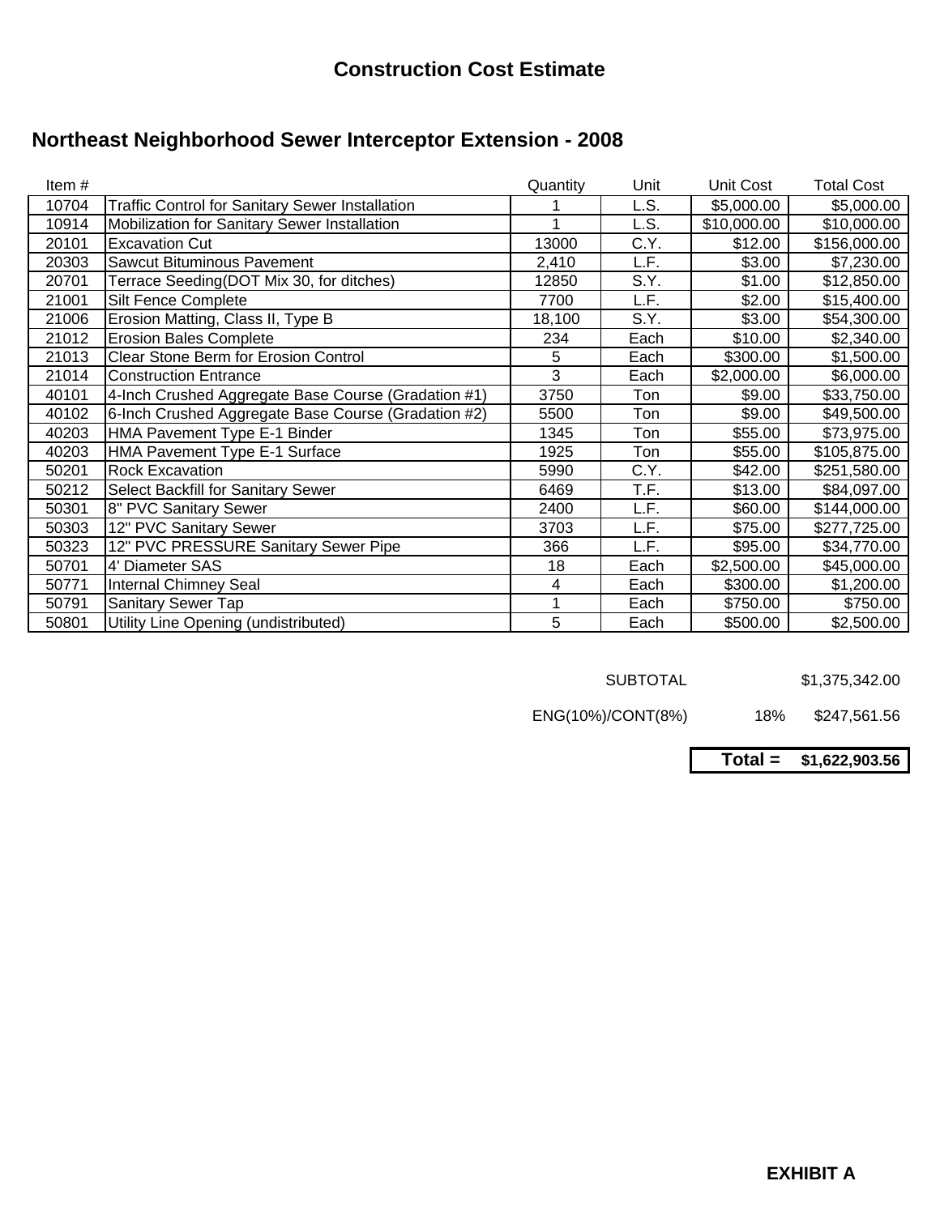# Construction Cost Estimate

## Northeast Neighborhood Sewer Interceptor Extension - 2008

| Item # | | Quantity | Unit | Unit Cost | Total Cost |
|---|---|---|---|---|---|
| 10704 | Traffic Control for Sanitary Sewer Installation | 1 | L.S. | $5,000.00 | $5,000.00 |
| 10914 | Mobilization for Sanitary Sewer Installation | 1 | L.S. | $10,000.00 | $10,000.00 |
| 20101 | Excavation Cut | 13000 | C.Y. | $12.00 | $156,000.00 |
| 20303 | Sawcut Bituminous Pavement | 2,410 | L.F. | $3.00 | $7,230.00 |
| 20701 | Terrace Seeding(DOT Mix 30, for ditches) | 12850 | S.Y. | $1.00 | $12,850.00 |
| 21001 | Silt Fence Complete | 7700 | L.F. | $2.00 | $15,400.00 |
| 21006 | Erosion Matting, Class II, Type B | 18,100 | S.Y. | $3.00 | $54,300.00 |
| 21012 | Erosion Bales Complete | 234 | Each | $10.00 | $2,340.00 |
| 21013 | Clear Stone Berm for Erosion Control | 5 | Each | $300.00 | $1,500.00 |
| 21014 | Construction Entrance | 3 | Each | $2,000.00 | $6,000.00 |
| 40101 | 4-Inch Crushed Aggregate Base Course (Gradation #1) | 3750 | Ton | $9.00 | $33,750.00 |
| 40102 | 6-Inch Crushed Aggregate Base Course (Gradation #2) | 5500 | Ton | $9.00 | $49,500.00 |
| 40203 | HMA Pavement Type E-1 Binder | 1345 | Ton | $55.00 | $73,975.00 |
| 40203 | HMA Pavement Type E-1 Surface | 1925 | Ton | $55.00 | $105,875.00 |
| 50201 | Rock Excavation | 5990 | C.Y. | $42.00 | $251,580.00 |
| 50212 | Select Backfill for Sanitary Sewer | 6469 | T.F. | $13.00 | $84,097.00 |
| 50301 | 8" PVC Sanitary Sewer | 2400 | L.F. | $60.00 | $144,000.00 |
| 50303 | 12" PVC Sanitary Sewer | 3703 | L.F. | $75.00 | $277,725.00 |
| 50323 | 12" PVC PRESSURE Sanitary Sewer Pipe | 366 | L.F. | $95.00 | $34,770.00 |
| 50701 | 4' Diameter SAS | 18 | Each | $2,500.00 | $45,000.00 |
| 50771 | Internal Chimney Seal | 4 | Each | $300.00 | $1,200.00 |
| 50791 | Sanitary Sewer Tap | 1 | Each | $750.00 | $750.00 |
| 50801 | Utility Line Opening (undistributed) | 5 | Each | $500.00 | $2,500.00 |

| | | |
|---|---|---|
| SUBTOTAL | | $1,375,342.00 |
| ENG(10%)/CONT(8%) | 18% | $247,561.56 |
| | **Total =** | **$1,622,903.56** |

**EXHIBIT A**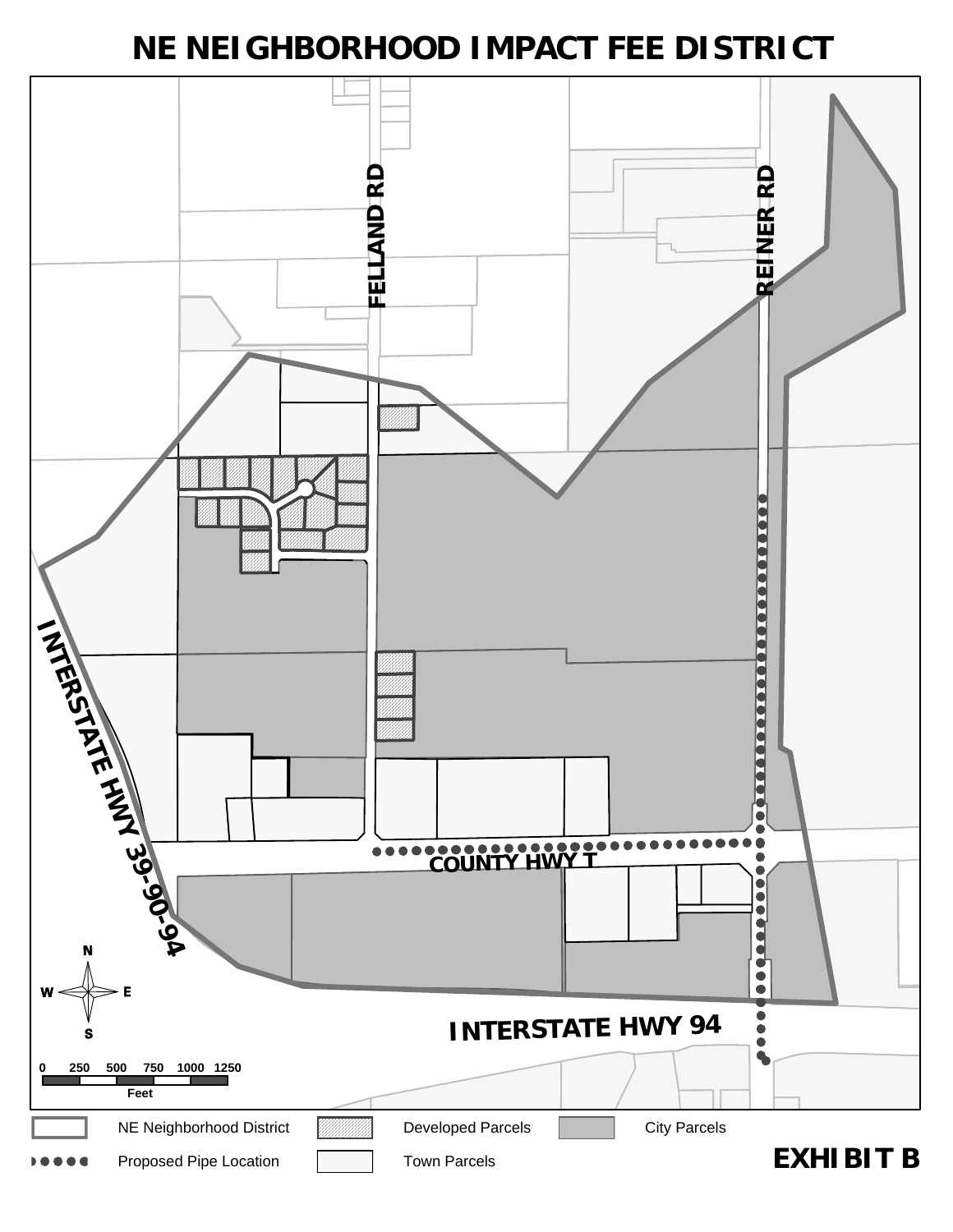# NE NEIGHBORHOOD IMPACT FEE DISTRICT

FELLAND RD

REINER RD

INTERSTATE HWY 39-90-94

COUNTY HWY T

INTERSTATE HWY 94

N

W E

S

0 250 500 750 1000 1250

Feet

NE Neighborhood District

Developed Parcels

City Parcels

Proposed Pipe Location

Town Parcels

**EXHIBIT B**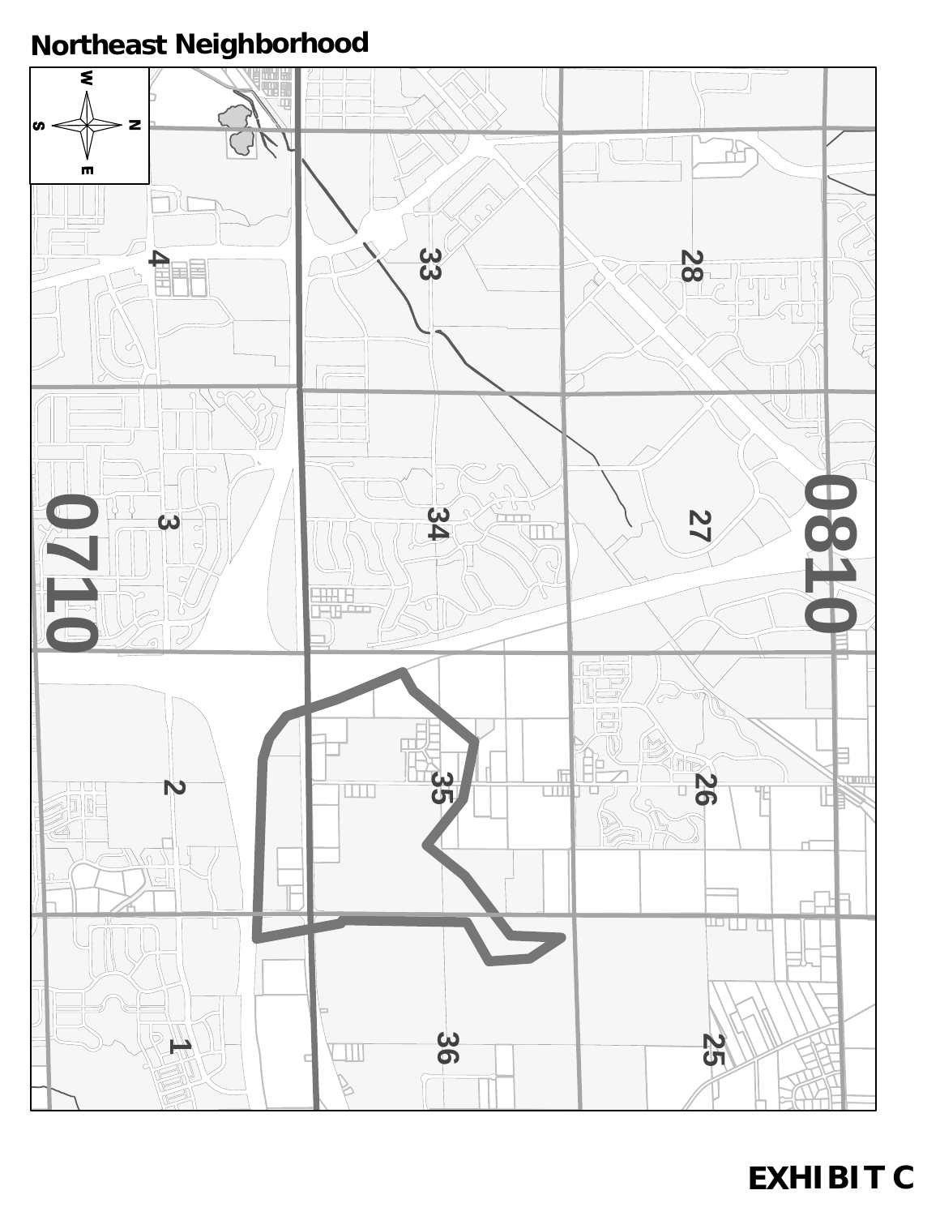**Northeast Neighborhood**

W

S

N

E

4

33

28

3

34

27

0710

0810

2

35

26

1

36

25

**EXHIBIT C**